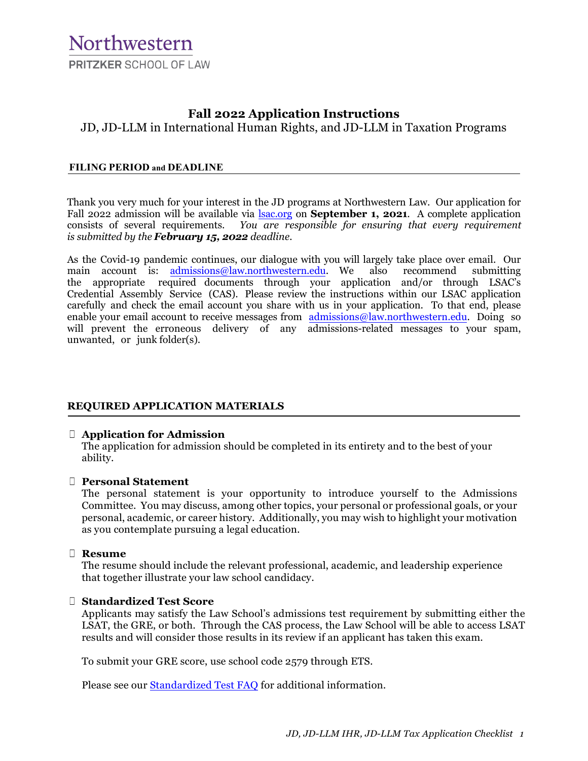Northwestern

PRITZKER SCHOOL OF LAW

# Fall 2022 Application Instructions

JD, JD-LLM in International Human Rights, and JD-LLM in Taxation Programs

## FILING PERIOD and DEADLINE

Thank you very much for your interest in the JD programs at Northwestern Law. Our application for Fall 2022 admission will be available via [lsac.org](lsac.org) on **September 1, 2021**. A complete application consists of several requirements. *You are responsible for ensuring that every requirement is submitted by the **February 15, 2022** deadline.*

As the Covid-19 pandemic continues, our dialogue with you will largely take place over email. Our main account is: admissions@law.northwestern.edu. We also recommend submitting the appropriate required documents through your application and/or through LSAC's Credential Assembly Service (CAS). Please review the instructions within our LSAC application carefully and check the email account you share with us in your application. To that end, please enable your email account to receive messages from admissions@law.northwestern.edu. Doing so will prevent the erroneous delivery of any admissions-related messages to your spam, unwanted, or junk folder(s).

## REQUIRED APPLICATION MATERIALS

- **Application for Admission**
  The application for admission should be completed in its entirety and to the best of your ability.

- **Personal Statement**
  The personal statement is your opportunity to introduce yourself to the Admissions Committee. You may discuss, among other topics, your personal or professional goals, or your personal, academic, or career history. Additionally, you may wish to highlight your motivation as you contemplate pursuing a legal education.

- **Resume**
  The resume should include the relevant professional, academic, and leadership experience that together illustrate your law school candidacy.

- **Standardized Test Score**
  Applicants may satisfy the Law School's admissions test requirement by submitting either the LSAT, the GRE, or both. Through the CAS process, the Law School will be able to access LSAT results and will consider those results in its review if an applicant has taken this exam.

  To submit your GRE score, use school code 2579 through ETS.

  Please see our Standardized Test FAQ for additional information.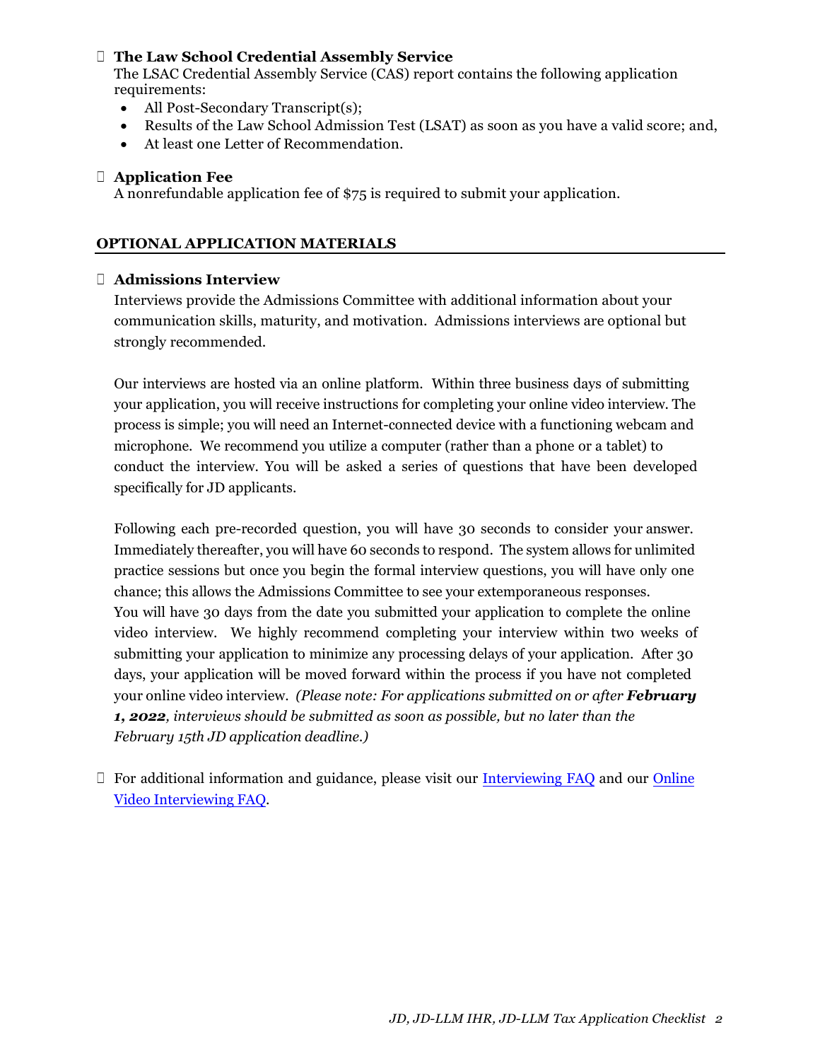- **The Law School Credential Assembly Service**

  The LSAC Credential Assembly Service (CAS) report contains the following application requirements:

  - All Post-Secondary Transcript(s);
  - Results of the Law School Admission Test (LSAT) as soon as you have a valid score; and,
  - At least one Letter of Recommendation.

- **Application Fee**

  A nonrefundable application fee of $75 is required to submit your application.

## OPTIONAL APPLICATION MATERIALS

- **Admissions Interview**

  Interviews provide the Admissions Committee with additional information about your communication skills, maturity, and motivation. Admissions interviews are optional but strongly recommended.

  Our interviews are hosted via an online platform. Within three business days of submitting your application, you will receive instructions for completing your online video interview. The process is simple; you will need an Internet-connected device with a functioning webcam and microphone. We recommend you utilize a computer (rather than a phone or a tablet) to conduct the interview. You will be asked a series of questions that have been developed specifically for JD applicants.

  Following each pre-recorded question, you will have 30 seconds to consider your answer. Immediately thereafter, you will have 60 seconds to respond. The system allows for unlimited practice sessions but once you begin the formal interview questions, you will have only one chance; this allows the Admissions Committee to see your extemporaneous responses. You will have 30 days from the date you submitted your application to complete the online video interview. We highly recommend completing your interview within two weeks of submitting your application to minimize any processing delays of your application. After 30 days, your application will be moved forward within the process if you have not completed your online video interview. *(Please note: For applications submitted on or after **February 1, 2022**, interviews should be submitted as soon as possible, but no later than the February 15th JD application deadline.)*

- For additional information and guidance, please visit our Interviewing FAQ and our Online Video Interviewing FAQ.